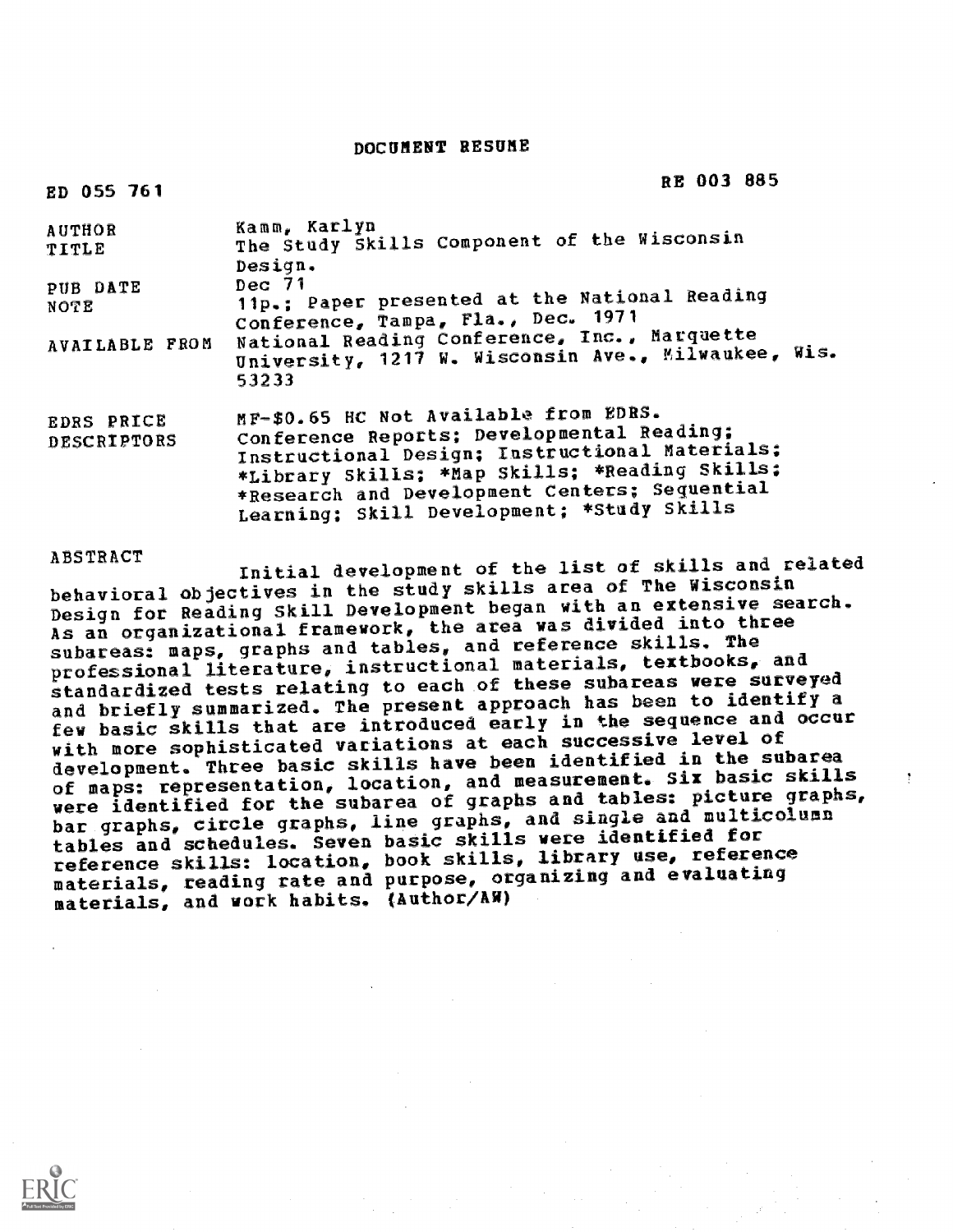# DOCUMENT RESUME

ED 055 761 RE 003 885

| | |
|---|---|
| AUTHOR | Kamm, Karlyn |
| TITLE | The Study Skills Component of the Wisconsin Design. |
| PUB DATE | Dec 71 |
| NOTE | 11p.; Paper presented at the National Reading Conference, Tampa, Fla., Dec. 1971 |
| AVAILABLE FROM | National Reading Conference, Inc., Marquette University, 1217 W. Wisconsin Ave., Milwaukee, Wis. 53233 |
| EDRS PRICE | MF-$0.65 HC Not Available from EDRS. |
| DESCRIPTORS | Conference Reports; Developmental Reading; Instructional Design; Instructional Materials; *Library Skills; *Map Skills; *Reading Skills; *Research and Development Centers; Sequential Learning; Skill Development; *Study Skills |

ABSTRACT

Initial development of the list of skills and related behavioral objectives in the study skills area of The Wisconsin Design for Reading Skill Development began with an extensive search. As an organizational framework, the area was divided into three subareas: maps, graphs and tables, and reference skills. The professional literature, instructional materials, textbooks, and standardized tests relating to each of these subareas were surveyed and briefly summarized. The present approach has been to identify a few basic skills that are introduced early in the sequence and occur with more sophisticated variations at each successive level of development. Three basic skills have been identified in the subarea of maps: representation, location, and measurement. Six basic skills were identified for the subarea of graphs and tables: picture graphs, bar graphs, circle graphs, line graphs, and single and multicolumn tables and schedules. Seven basic skills were identified for reference skills: location, book skills, library use, reference materials, reading rate and purpose, organizing and evaluating materials, and work habits. (Author/AW)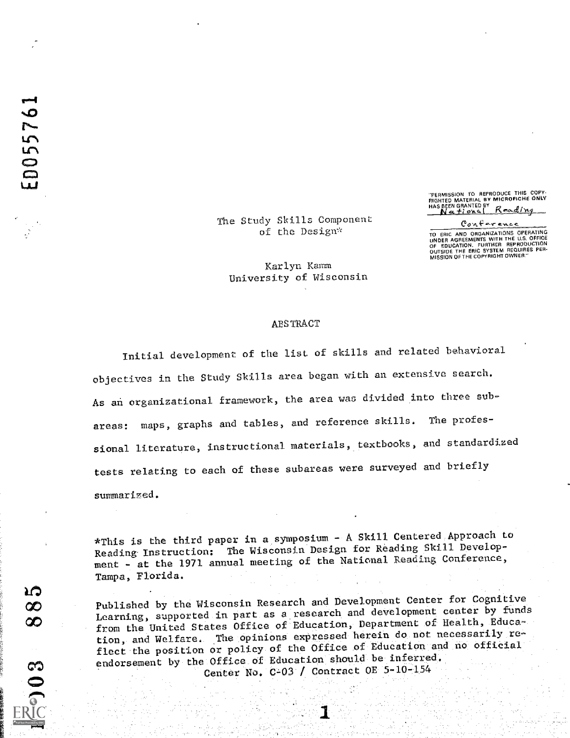"PERMISSION TO REPRODUCE THIS COPYRIGHTED MATERIAL BY MICROFICHE ONLY HAS BEEN GRANTED BY National Reading Conference TO ERIC AND ORGANIZATIONS OPERATING UNDER AGREEMENTS WITH THE U.S. OFFICE OF EDUCATION. FURTHER REPRODUCTION OUTSIDE THE ERIC SYSTEM REQUIRES PERMISSION OF THE COPYRIGHT OWNER."

# The Study Skills Component of the Design*

Karlyn Kamm
University of Wisconsin

## ABSTRACT

Initial development of the list of skills and related behavioral objectives in the Study Skills area began with an extensive search. As an organizational framework, the area was divided into three subareas: maps, graphs and tables, and reference skills. The professional literature, instructional materials, textbooks, and standardized tests relating to each of these subareas were surveyed and briefly summarized.

*This is the third paper in a symposium - A Skill Centered Approach to Reading Instruction: The Wisconsin Design for Reading Skill Development - at the 1971 annual meeting of the National Reading Conference, Tampa, Florida.

Published by the Wisconsin Research and Development Center for Cognitive Learning, supported in part as a research and development center by funds from the United States Office of Education, Department of Health, Education, and Welfare. The opinions expressed herein do not necessarily reflect the position or policy of the Office of Education and no official endorsement by the Office of Education should be inferred.
Center No. C-03 / Contract OE 5-10-154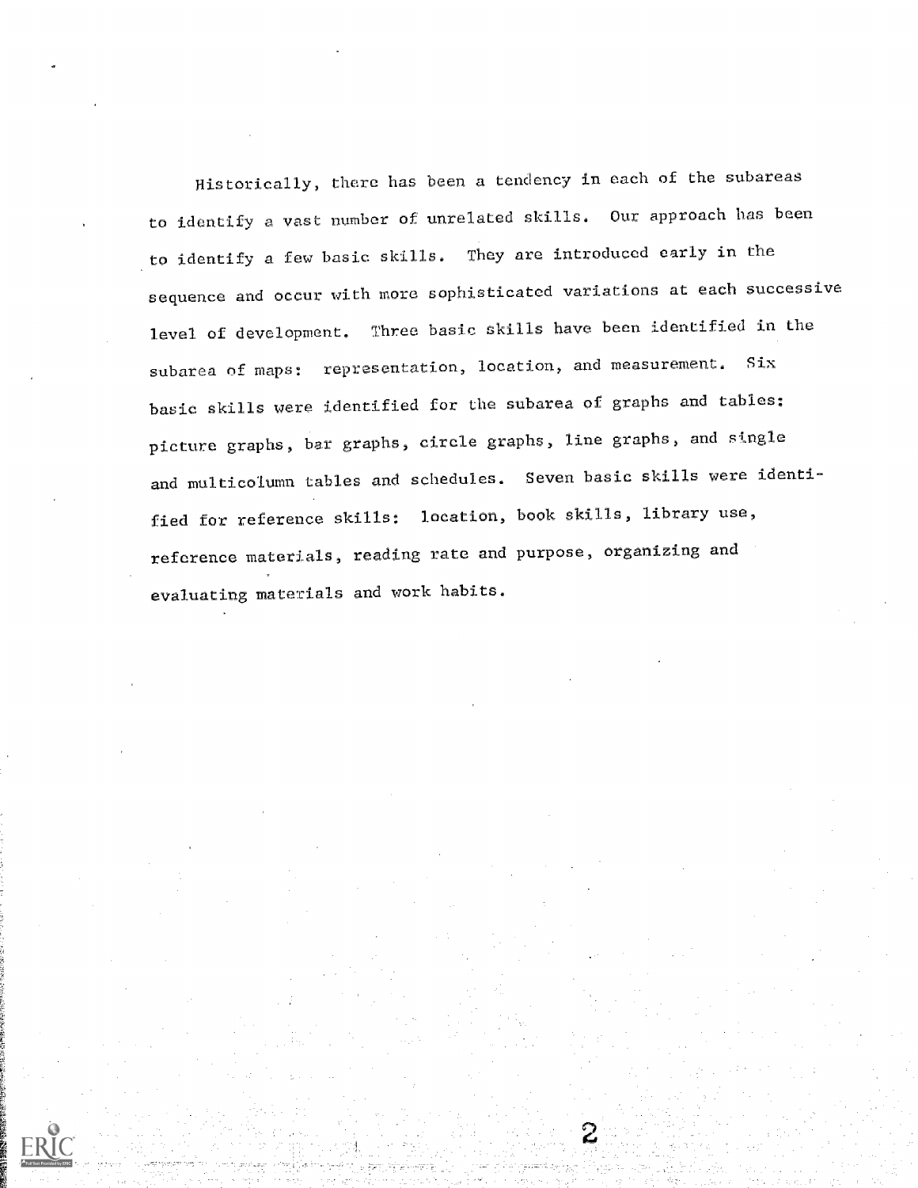Historically, there has been a tendency in each of the subareas to identify a vast number of unrelated skills. Our approach has been to identify a few basic skills. They are introduced early in the sequence and occur with more sophisticated variations at each successive level of development. Three basic skills have been identified in the subarea of maps: representation, location, and measurement. Six basic skills were identified for the subarea of graphs and tables: picture graphs, bar graphs, circle graphs, line graphs, and single and multicolumn tables and schedules. Seven basic skills were identified for reference skills: location, book skills, library use, reference materials, reading rate and purpose, organizing and evaluating materials and work habits.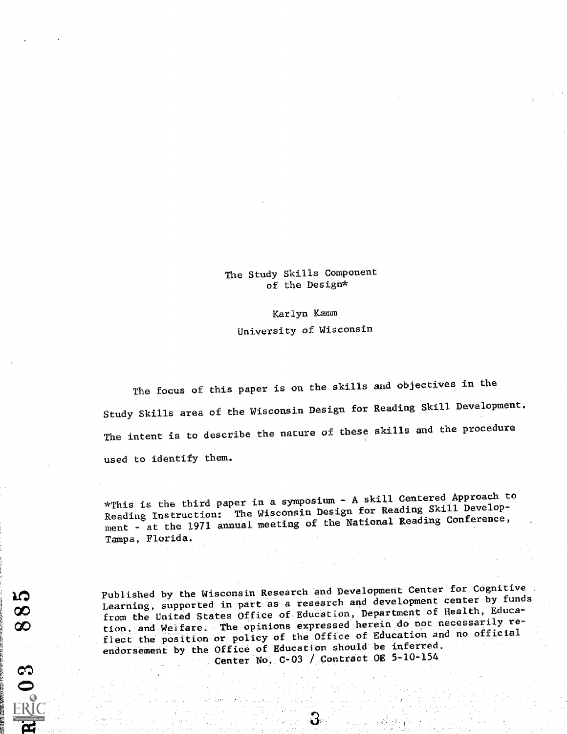# The Study Skills Component of the Design*

Karlyn Kamm

University of Wisconsin

The focus of this paper is on the skills and objectives in the Study Skills area of the Wisconsin Design for Reading Skill Development. The intent is to describe the nature of these skills and the procedure used to identify them.

*This is the third paper in a symposium - A skill Centered Approach to Reading Instruction: The Wisconsin Design for Reading Skill Development - at the 1971 annual meeting of the National Reading Conference, Tampa, Florida.

Published by the Wisconsin Research and Development Center for Cognitive Learning, supported in part as a research and development center by funds from the United States Office of Education, Department of Health, Education, and Welfare. The opinions expressed herein do not necessarily reflect the position or policy of the Office of Education and no official endorsement by the Office of Education should be inferred.
Center No. C-03 / Contract OE 5-10-154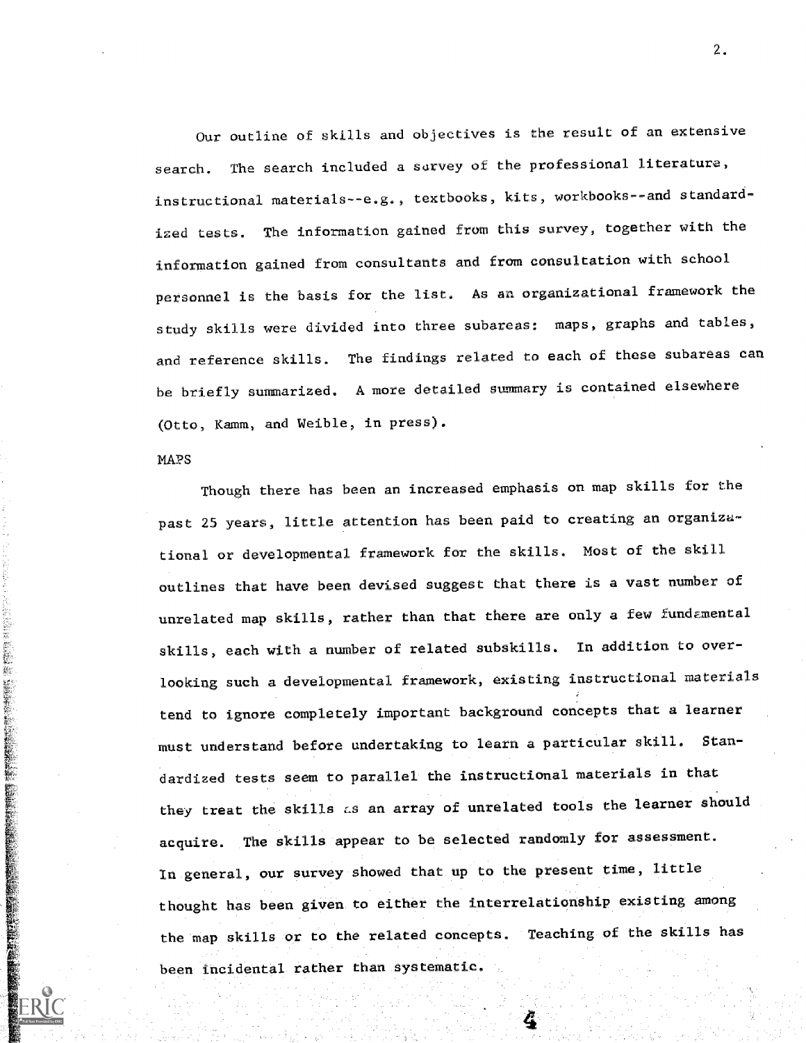Our outline of skills and objectives is the result of an extensive search. The search included a survey of the professional literature, instructional materials--e.g., textbooks, kits, workbooks--and standardized tests. The information gained from this survey, together with the information gained from consultants and from consultation with school personnel is the basis for the list. As an organizational framework the study skills were divided into three subareas: maps, graphs and tables, and reference skills. The findings related to each of these subareas can be briefly summarized. A more detailed summary is contained elsewhere (Otto, Kamm, and Weible, in press).

MAPS

Though there has been an increased emphasis on map skills for the past 25 years, little attention has been paid to creating an organizational or developmental framework for the skills. Most of the skill outlines that have been devised suggest that there is a vast number of unrelated map skills, rather than that there are only a few fundamental skills, each with a number of related subskills. In addition to overlooking such a developmental framework, existing instructional materials tend to ignore completely important background concepts that a learner must understand before undertaking to learn a particular skill. Standardized tests seem to parallel the instructional materials in that they treat the skills as an array of unrelated tools the learner should acquire. The skills appear to be selected randomly for assessment. In general, our survey showed that up to the present time, little thought has been given to either the interrelationship existing among the map skills or to the related concepts. Teaching of the skills has been incidental rather than systematic.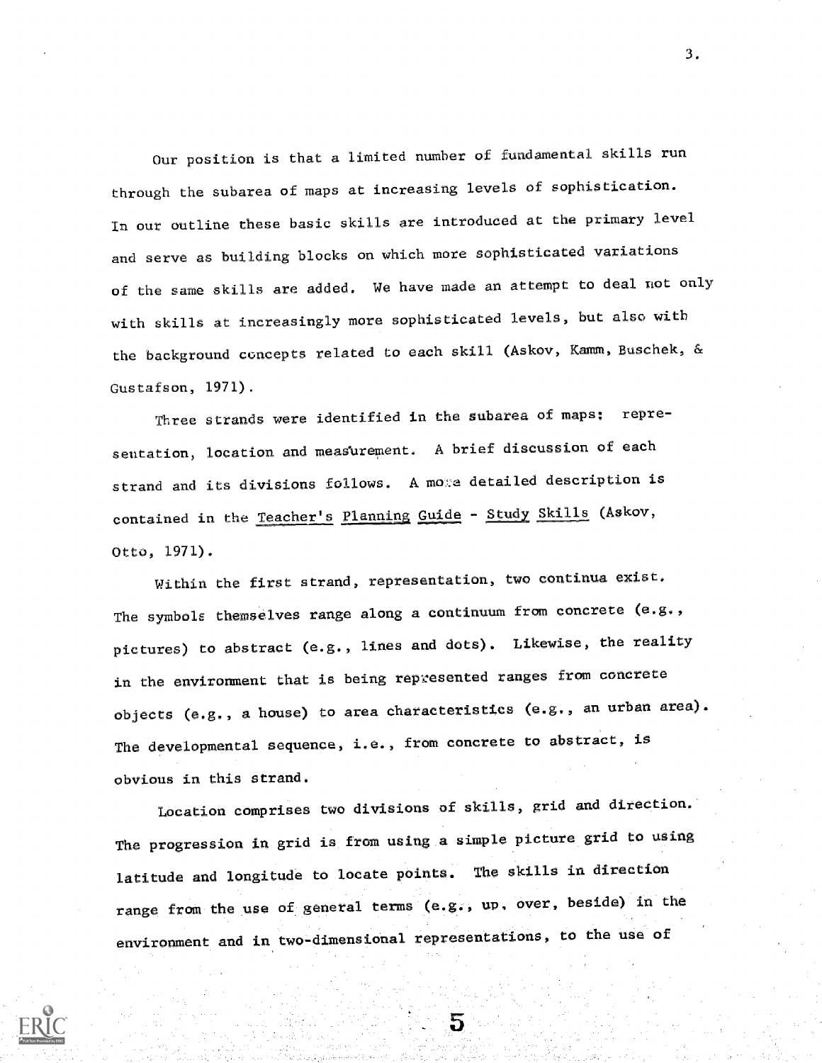Our position is that a limited number of fundamental skills run through the subarea of maps at increasing levels of sophistication. In our outline these basic skills are introduced at the primary level and serve as building blocks on which more sophisticated variations of the same skills are added. We have made an attempt to deal not only with skills at increasingly more sophisticated levels, but also with the background concepts related to each skill (Askov, Kamm, Buschek, & Gustafson, 1971).

Three strands were identified in the subarea of maps: representation, location and measurement. A brief discussion of each strand and its divisions follows. A more detailed description is contained in the Teacher's Planning Guide - Study Skills (Askov, Otto, 1971).

Within the first strand, representation, two continua exist. The symbols themselves range along a continuum from concrete (e.g., pictures) to abstract (e.g., lines and dots). Likewise, the reality in the environment that is being represented ranges from concrete objects (e.g., a house) to area characteristics (e.g., an urban area). The developmental sequence, i.e., from concrete to abstract, is obvious in this strand.

Location comprises two divisions of skills, grid and direction. The progression in grid is from using a simple picture grid to using latitude and longitude to locate points. The skills in direction range from the use of general terms (e.g., up, over, beside) in the environment and in two-dimensional representations, to the use of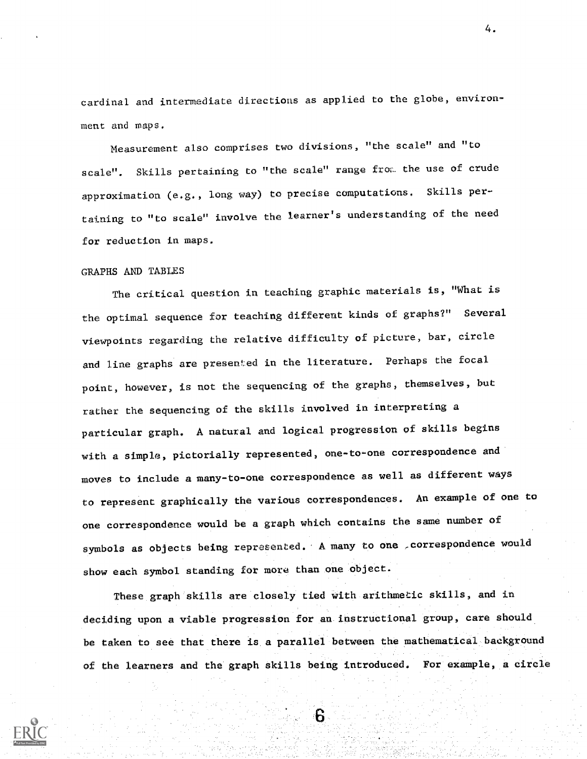cardinal and intermediate directions as applied to the globe, environment and maps.

Measurement also comprises two divisions, "the scale" and "to scale". Skills pertaining to "the scale" range from the use of crude approximation (e.g., long way) to precise computations. Skills pertaining to "to scale" involve the learner's understanding of the need for reduction in maps.

GRAPHS AND TABLES

The critical question in teaching graphic materials is, "What is the optimal sequence for teaching different kinds of graphs?" Several viewpoints regarding the relative difficulty of picture, bar, circle and line graphs are presented in the literature. Perhaps the focal point, however, is not the sequencing of the graphs, themselves, but rather the sequencing of the skills involved in interpreting a particular graph. A natural and logical progression of skills begins with a simple, pictorially represented, one-to-one correspondence and moves to include a many-to-one correspondence as well as different ways to represent graphically the various correspondences. An example of one to one correspondence would be a graph which contains the same number of symbols as objects being represented. A many to one correspondence would show each symbol standing for more than one object.

These graph skills are closely tied with arithmetic skills, and in deciding upon a viable progression for an instructional group, care should be taken to see that there is a parallel between the mathematical background of the learners and the graph skills being introduced. For example, a circle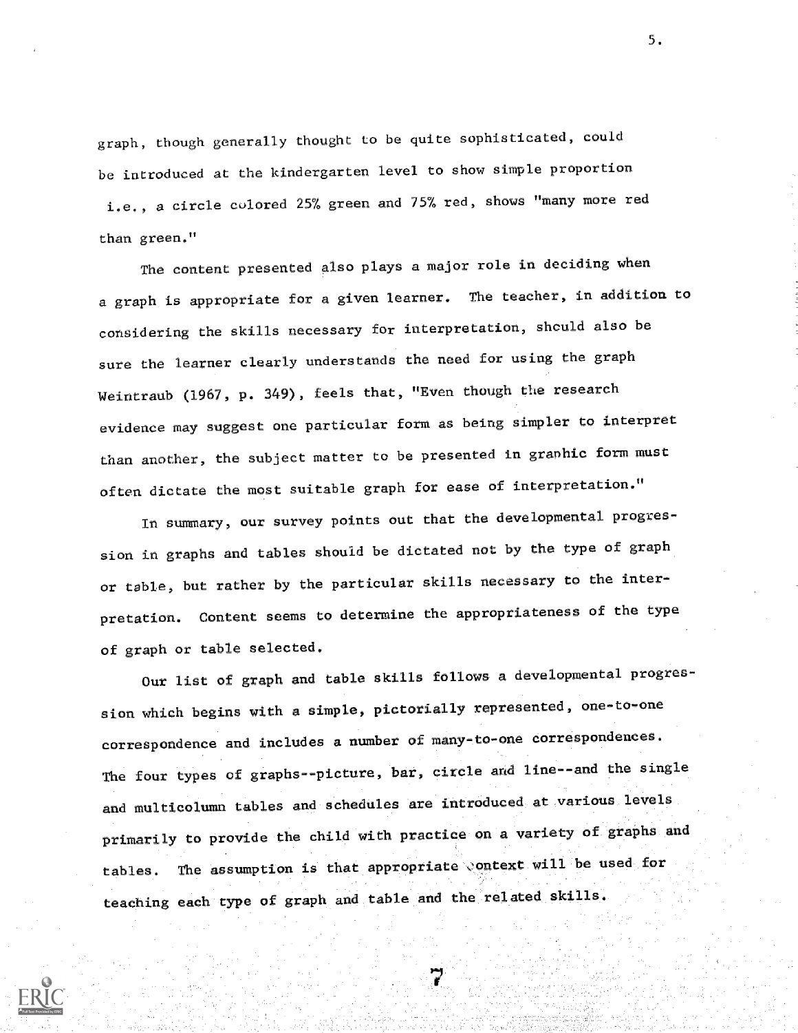graph, though generally thought to be quite sophisticated, could be introduced at the kindergarten level to show simple proportion i.e., a circle colored 25% green and 75% red, shows "many more red than green."

The content presented also plays a major role in deciding when a graph is appropriate for a given learner. The teacher, in addition to considering the skills necessary for interpretation, should also be sure the learner clearly understands the need for using the graph Weintraub (1967, p. 349), feels that, "Even though the research evidence may suggest one particular form as being simpler to interpret than another, the subject matter to be presented in graphic form must often dictate the most suitable graph for ease of interpretation."

In summary, our survey points out that the developmental progression in graphs and tables should be dictated not by the type of graph or table, but rather by the particular skills necessary to the interpretation. Content seems to determine the appropriateness of the type of graph or table selected.

Our list of graph and table skills follows a developmental progression which begins with a simple, pictorially represented, one-to-one correspondence and includes a number of many-to-one correspondences. The four types of graphs--picture, bar, circle and line--and the single and multicolumn tables and schedules are introduced at various levels primarily to provide the child with practice on a variety of graphs and tables. The assumption is that appropriate context will be used for teaching each type of graph and table and the related skills.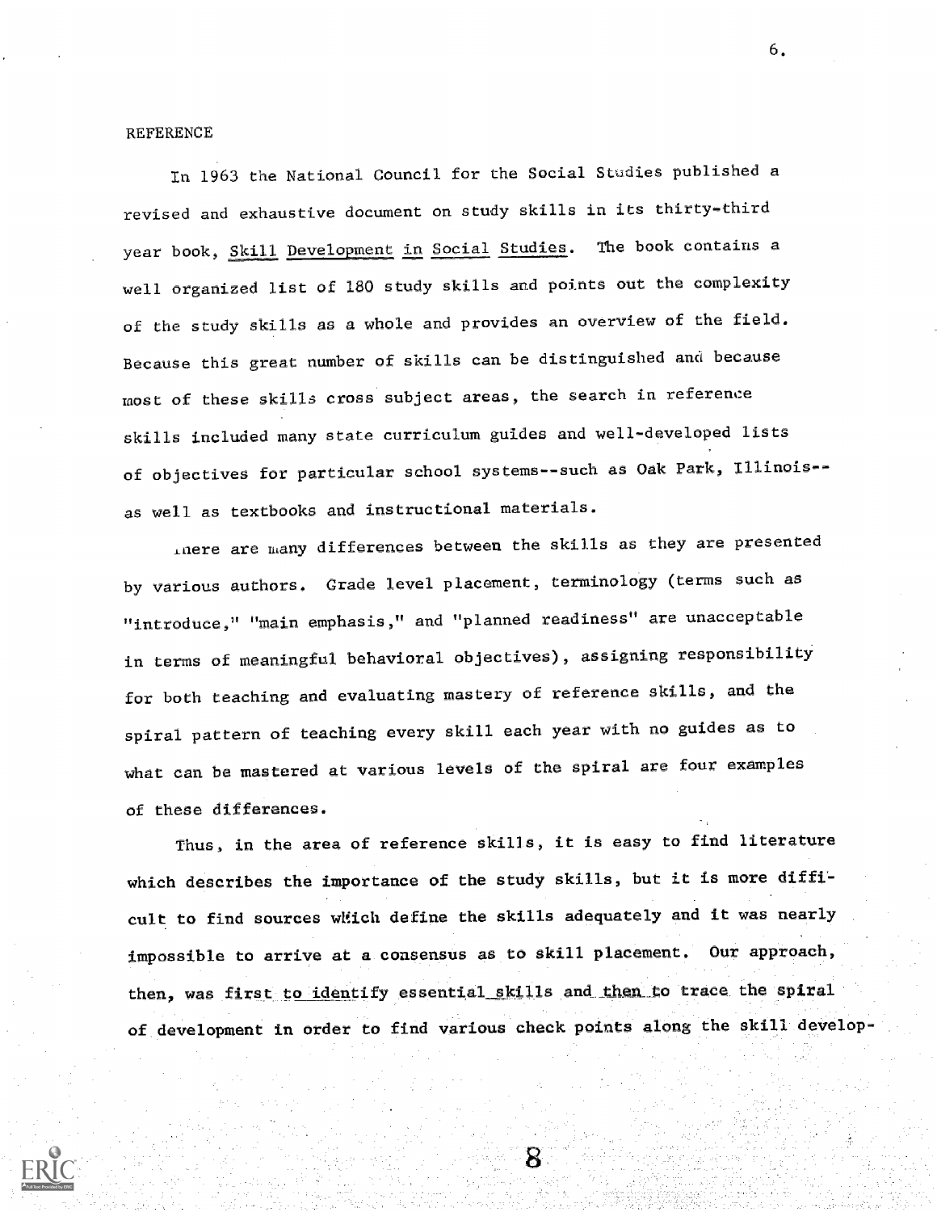REFERENCE

In 1963 the National Council for the Social Studies published a revised and exhaustive document on study skills in its thirty-third year book, Skill Development in Social Studies. The book contains a well organized list of 180 study skills and points out the complexity of the study skills as a whole and provides an overview of the field. Because this great number of skills can be distinguished and because most of these skills cross subject areas, the search in reference skills included many state curriculum guides and well-developed lists of objectives for particular school systems--such as Oak Park, Illinois--as well as textbooks and instructional materials.

There are many differences between the skills as they are presented by various authors. Grade level placement, terminology (terms such as "introduce," "main emphasis," and "planned readiness" are unacceptable in terms of meaningful behavioral objectives), assigning responsibility for both teaching and evaluating mastery of reference skills, and the spiral pattern of teaching every skill each year with no guides as to what can be mastered at various levels of the spiral are four examples of these differences.

Thus, in the area of reference skills, it is easy to find literature which describes the importance of the study skills, but it is more difficult to find sources which define the skills adequately and it was nearly impossible to arrive at a consensus as to skill placement. Our approach, then, was first to identify essential skills and then to trace the spiral of development in order to find various check points along the skill develop-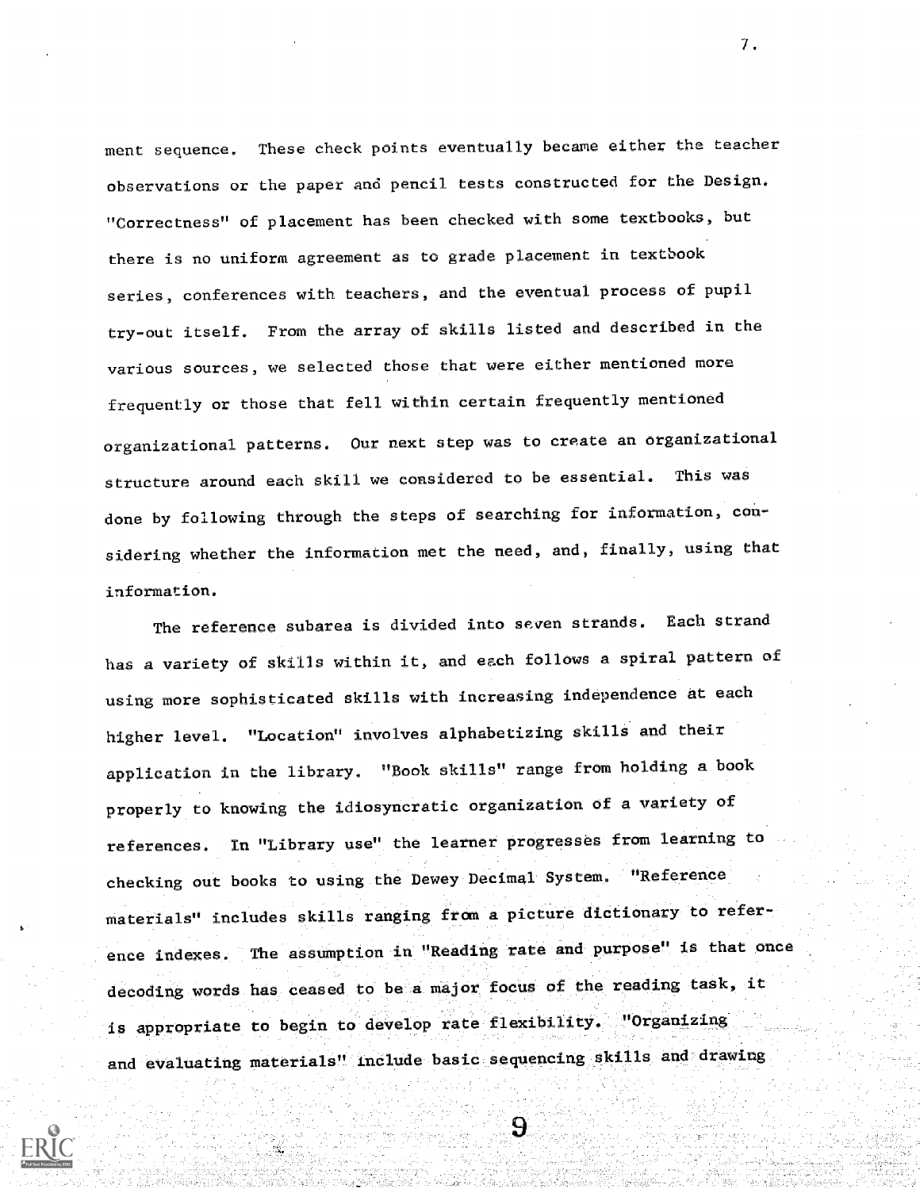ment sequence. These check points eventually became either the teacher observations or the paper and pencil tests constructed for the Design. "Correctness" of placement has been checked with some textbooks, but there is no uniform agreement as to grade placement in textbook series, conferences with teachers, and the eventual process of pupil try-out itself. From the array of skills listed and described in the various sources, we selected those that were either mentioned more frequently or those that fell within certain frequently mentioned organizational patterns. Our next step was to create an organizational structure around each skill we considered to be essential. This was done by following through the steps of searching for information, considering whether the information met the need, and, finally, using that information.

The reference subarea is divided into seven strands. Each strand has a variety of skills within it, and each follows a spiral pattern of using more sophisticated skills with increasing independence at each higher level. "Location" involves alphabetizing skills and their application in the library. "Book skills" range from holding a book properly to knowing the idiosyncratic organization of a variety of references. In "Library use" the learner progresses from learning to checking out books to using the Dewey Decimal System. "Reference materials" includes skills ranging from a picture dictionary to reference indexes. The assumption in "Reading rate and purpose" is that once decoding words has ceased to be a major focus of the reading task, it is appropriate to begin to develop rate flexibility. "Organizing and evaluating materials" include basic sequencing skills and drawing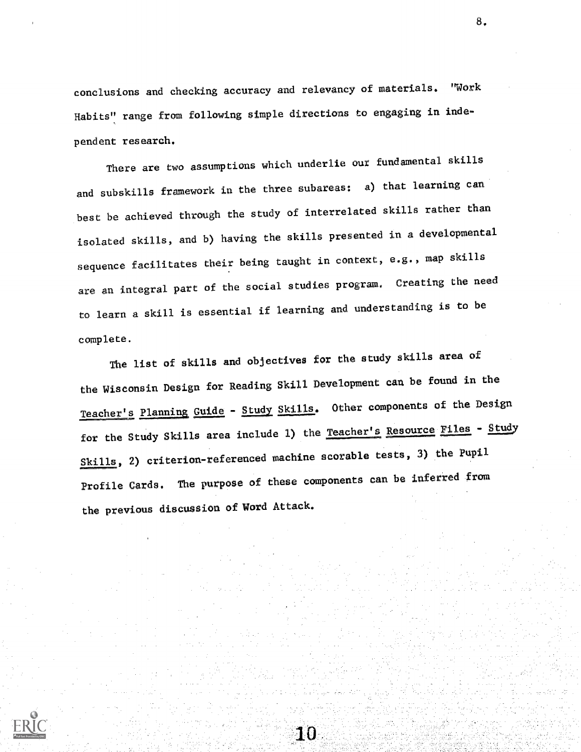conclusions and checking accuracy and relevancy of materials. "Work Habits" range from following simple directions to engaging in independent research.

There are two assumptions which underlie our fundamental skills and subskills framework in the three subareas: a) that learning can best be achieved through the study of interrelated skills rather than isolated skills, and b) having the skills presented in a developmental sequence facilitates their being taught in context, e.g., map skills are an integral part of the social studies program. Creating the need to learn a skill is essential if learning and understanding is to be complete.

The list of skills and objectives for the study skills area of the Wisconsin Design for Reading Skill Development can be found in the _Teacher's Planning Guide - Study Skills_. Other components of the Design for the Study Skills area include 1) the _Teacher's Resource Files - Study Skills_, 2) criterion-referenced machine scorable tests, 3) the Pupil Profile Cards. The purpose of these components can be inferred from the previous discussion of Word Attack.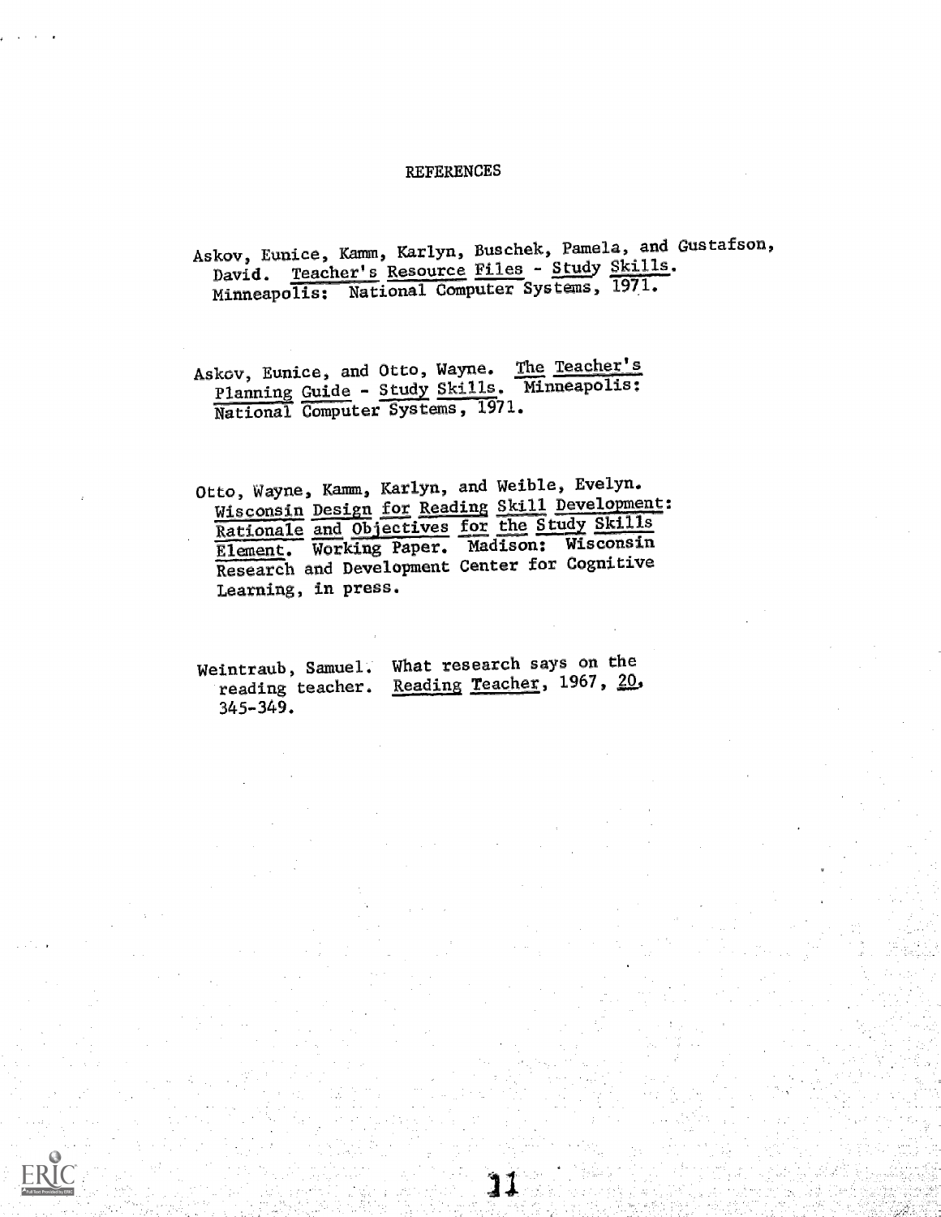# REFERENCES

Askov, Eunice, Kamm, Karlyn, Buschek, Pamela, and Gustafson, David. Teacher's Resource Files - Study Skills. Minneapolis: National Computer Systems, 1971.

Askov, Eunice, and Otto, Wayne. The Teacher's Planning Guide - Study Skills. Minneapolis: National Computer Systems, 1971.

Otto, Wayne, Kamm, Karlyn, and Weible, Evelyn. Wisconsin Design for Reading Skill Development: Rationale and Objectives for the Study Skills Element. Working Paper. Madison: Wisconsin Research and Development Center for Cognitive Learning, in press.

Weintraub, Samuel. What research says on the reading teacher. Reading Teacher, 1967, 20, 345-349.